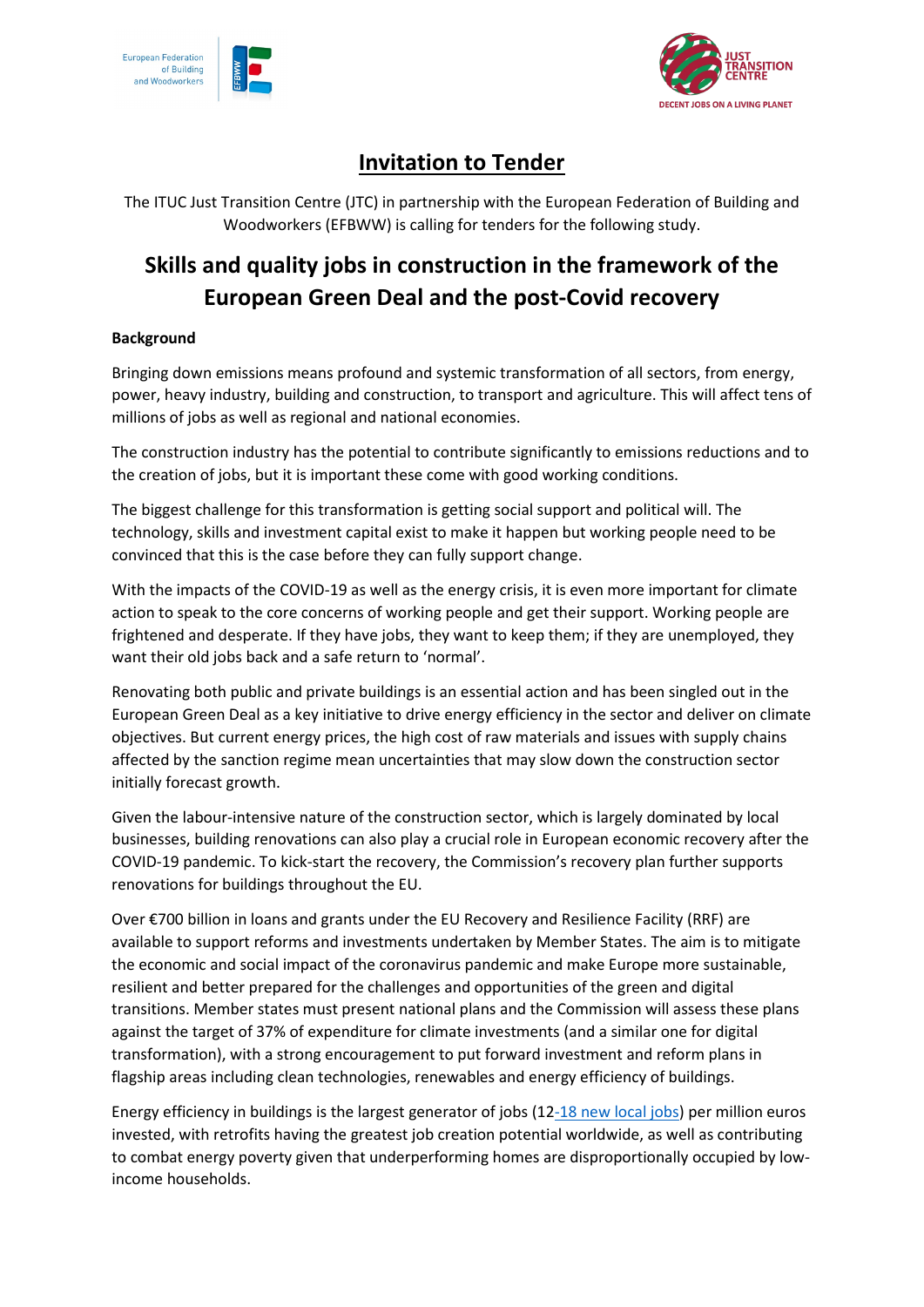# Invitation to Tender

The ITUC Just Transition Centre (JTC) in partnership with the European Federation of Building and Woodworkers (EFBWW) is calling for tenders for the following study.

## Skills and quality jobs in construction in the framework of the European Green Deal and the post-Covid recovery

**Background**

Bringing down emissions means profound and systemic transformation of all sectors, from energy, power, heavy industry, building and construction, to transport and agriculture. This will affect tens of millions of jobs as well as regional and national economies.

The construction industry has the potential to contribute significantly to emissions reductions and to the creation of jobs, but it is important these come with good working conditions.

The biggest challenge for this transformation is getting social support and political will. The technology, skills and investment capital exist to make it happen but working people need to be convinced that this is the case before they can fully support change.

With the impacts of the COVID-19 as well as the energy crisis, it is even more important for climate action to speak to the core concerns of working people and get their support. Working people are frightened and desperate. If they have jobs, they want to keep them; if they are unemployed, they want their old jobs back and a safe return to 'normal'.

Renovating both public and private buildings is an essential action and has been singled out in the European Green Deal as a key initiative to drive energy efficiency in the sector and deliver on climate objectives. But current energy prices, the high cost of raw materials and issues with supply chains affected by the sanction regime mean uncertainties that may slow down the construction sector initially forecast growth.

Given the labour-intensive nature of the construction sector, which is largely dominated by local businesses, building renovations can also play a crucial role in European economic recovery after the COVID-19 pandemic. To kick-start the recovery, the Commission's recovery plan further supports renovations for buildings throughout the EU.

Over €700 billion in loans and grants under the EU Recovery and Resilience Facility (RRF) are available to support reforms and investments undertaken by Member States. The aim is to mitigate the economic and social impact of the coronavirus pandemic and make Europe more sustainable, resilient and better prepared for the challenges and opportunities of the green and digital transitions. Member states must present national plans and the Commission will assess these plans against the target of 37% of expenditure for climate investments (and a similar one for digital transformation), with a strong encouragement to put forward investment and reform plans in flagship areas including clean technologies, renewables and energy efficiency of buildings.

Energy efficiency in buildings is the largest generator of jobs (12-18 new local jobs) per million euros invested, with retrofits having the greatest job creation potential worldwide, as well as contributing to combat energy poverty given that underperforming homes are disproportionally occupied by low-income households.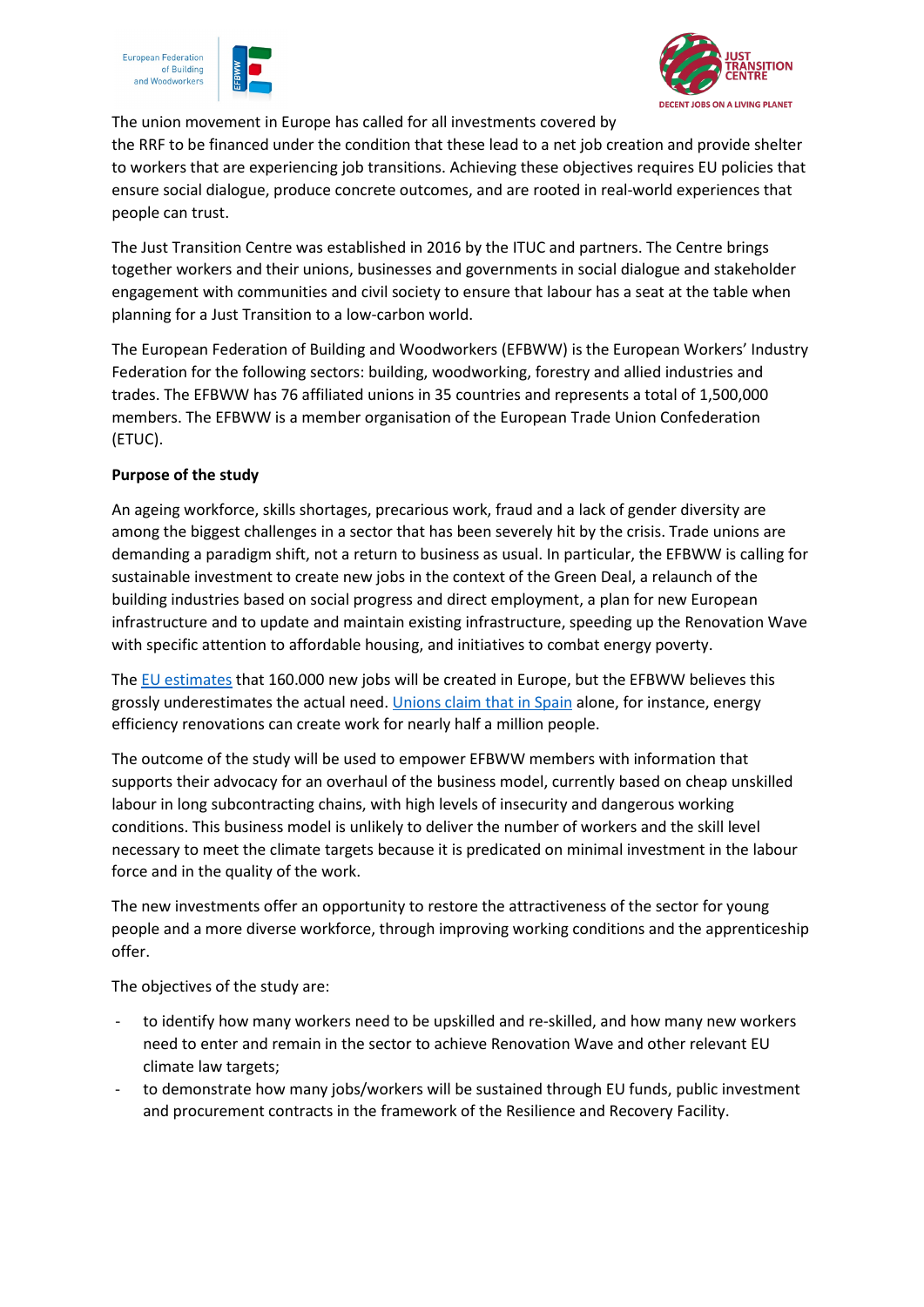The union movement in Europe has called for all investments covered by the RRF to be financed under the condition that these lead to a net job creation and provide shelter to workers that are experiencing job transitions. Achieving these objectives requires EU policies that ensure social dialogue, produce concrete outcomes, and are rooted in real-world experiences that people can trust.

The Just Transition Centre was established in 2016 by the ITUC and partners. The Centre brings together workers and their unions, businesses and governments in social dialogue and stakeholder engagement with communities and civil society to ensure that labour has a seat at the table when planning for a Just Transition to a low-carbon world.

The European Federation of Building and Woodworkers (EFBWW) is the European Workers' Industry Federation for the following sectors: building, woodworking, forestry and allied industries and trades. The EFBWW has 76 affiliated unions in 35 countries and represents a total of 1,500,000 members. The EFBWW is a member organisation of the European Trade Union Confederation (ETUC).

**Purpose of the study**

An ageing workforce, skills shortages, precarious work, fraud and a lack of gender diversity are among the biggest challenges in a sector that has been severely hit by the crisis. Trade unions are demanding a paradigm shift, not a return to business as usual. In particular, the EFBWW is calling for sustainable investment to create new jobs in the context of the Green Deal, a relaunch of the building industries based on social progress and direct employment, a plan for new European infrastructure and to update and maintain existing infrastructure, speeding up the Renovation Wave with specific attention to affordable housing, and initiatives to combat energy poverty.

The EU estimates that 160.000 new jobs will be created in Europe, but the EFBWW believes this grossly underestimates the actual need. Unions claim that in Spain alone, for instance, energy efficiency renovations can create work for nearly half a million people.

The outcome of the study will be used to empower EFBWW members with information that supports their advocacy for an overhaul of the business model, currently based on cheap unskilled labour in long subcontracting chains, with high levels of insecurity and dangerous working conditions. This business model is unlikely to deliver the number of workers and the skill level necessary to meet the climate targets because it is predicated on minimal investment in the labour force and in the quality of the work.

The new investments offer an opportunity to restore the attractiveness of the sector for young people and a more diverse workforce, through improving working conditions and the apprenticeship offer.

The objectives of the study are:

- to identify how many workers need to be upskilled and re-skilled, and how many new workers need to enter and remain in the sector to achieve Renovation Wave and other relevant EU climate law targets;
- to demonstrate how many jobs/workers will be sustained through EU funds, public investment and procurement contracts in the framework of the Resilience and Recovery Facility.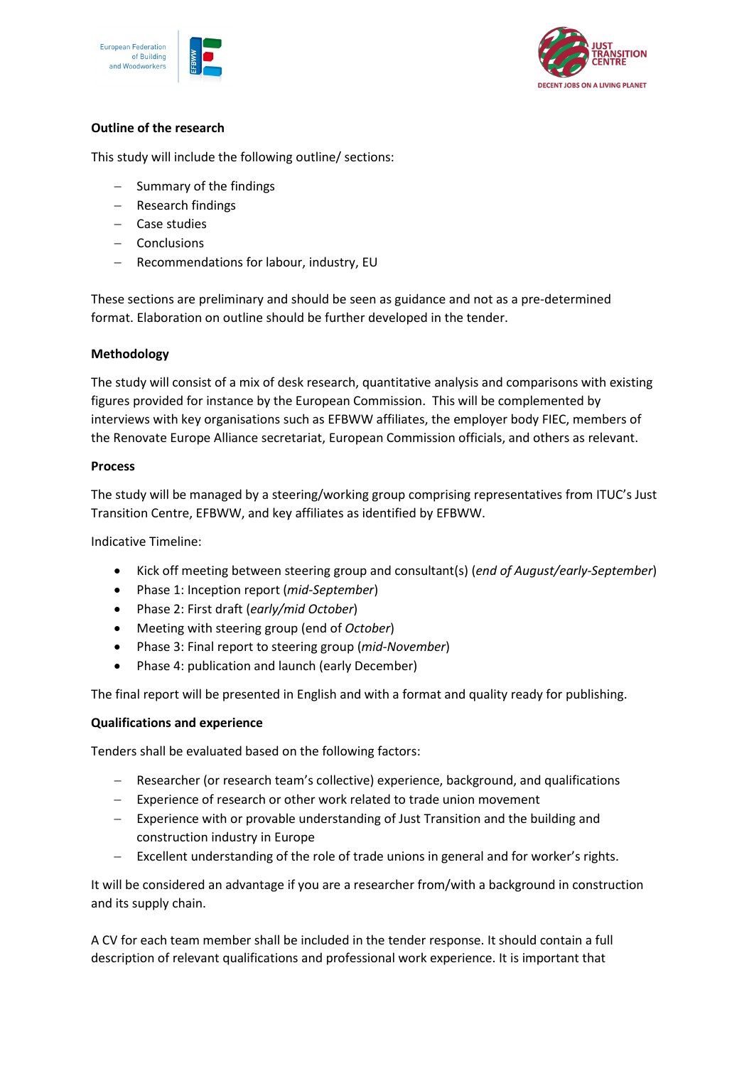**Outline of the research**

This study will include the following outline/ sections:

- Summary of the findings
- Research findings
- Case studies
- Conclusions
- Recommendations for labour, industry, EU

These sections are preliminary and should be seen as guidance and not as a pre-determined format. Elaboration on outline should be further developed in the tender.

**Methodology**

The study will consist of a mix of desk research, quantitative analysis and comparisons with existing figures provided for instance by the European Commission. This will be complemented by interviews with key organisations such as EFBWW affiliates, the employer body FIEC, members of the Renovate Europe Alliance secretariat, European Commission officials, and others as relevant.

**Process**

The study will be managed by a steering/working group comprising representatives from ITUC's Just Transition Centre, EFBWW, and key affiliates as identified by EFBWW.

Indicative Timeline:

- Kick off meeting between steering group and consultant(s) (*end of August/early-September*)
- Phase 1: Inception report (*mid-September*)
- Phase 2: First draft (*early/mid October*)
- Meeting with steering group (end of *October*)
- Phase 3: Final report to steering group (*mid-November*)
- Phase 4: publication and launch (early December)

The final report will be presented in English and with a format and quality ready for publishing.

**Qualifications and experience**

Tenders shall be evaluated based on the following factors:

- Researcher (or research team's collective) experience, background, and qualifications
- Experience of research or other work related to trade union movement
- Experience with or provable understanding of Just Transition and the building and construction industry in Europe
- Excellent understanding of the role of trade unions in general and for worker's rights.

It will be considered an advantage if you are a researcher from/with a background in construction and its supply chain.

A CV for each team member shall be included in the tender response. It should contain a full description of relevant qualifications and professional work experience. It is important that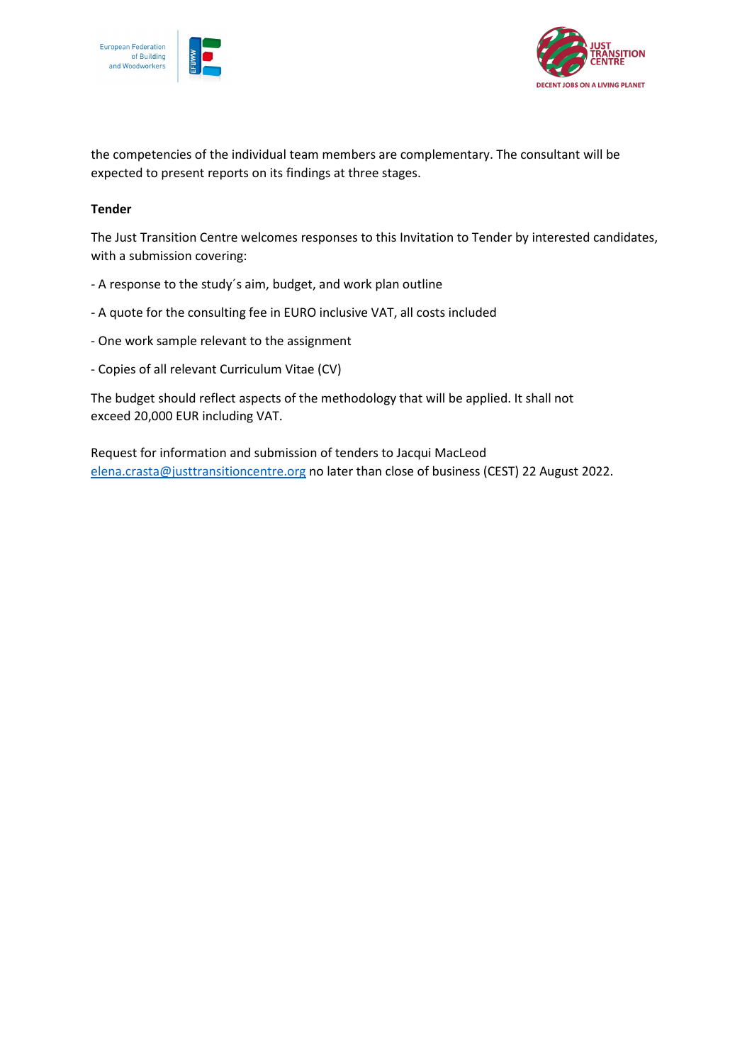the competencies of the individual team members are complementary. The consultant will be expected to present reports on its findings at three stages.

**Tender**

The Just Transition Centre welcomes responses to this Invitation to Tender by interested candidates, with a submission covering:

- A response to the study´s aim, budget, and work plan outline

- A quote for the consulting fee in EURO inclusive VAT, all costs included

- One work sample relevant to the assignment

- Copies of all relevant Curriculum Vitae (CV)

The budget should reflect aspects of the methodology that will be applied. It shall not exceed 20,000 EUR including VAT.

Request for information and submission of tenders to Jacqui MacLeod [elena.crasta@justtransitioncentre.org](mailto:elena.crasta@justtransitioncentre.org) no later than close of business (CEST) 22 August 2022.